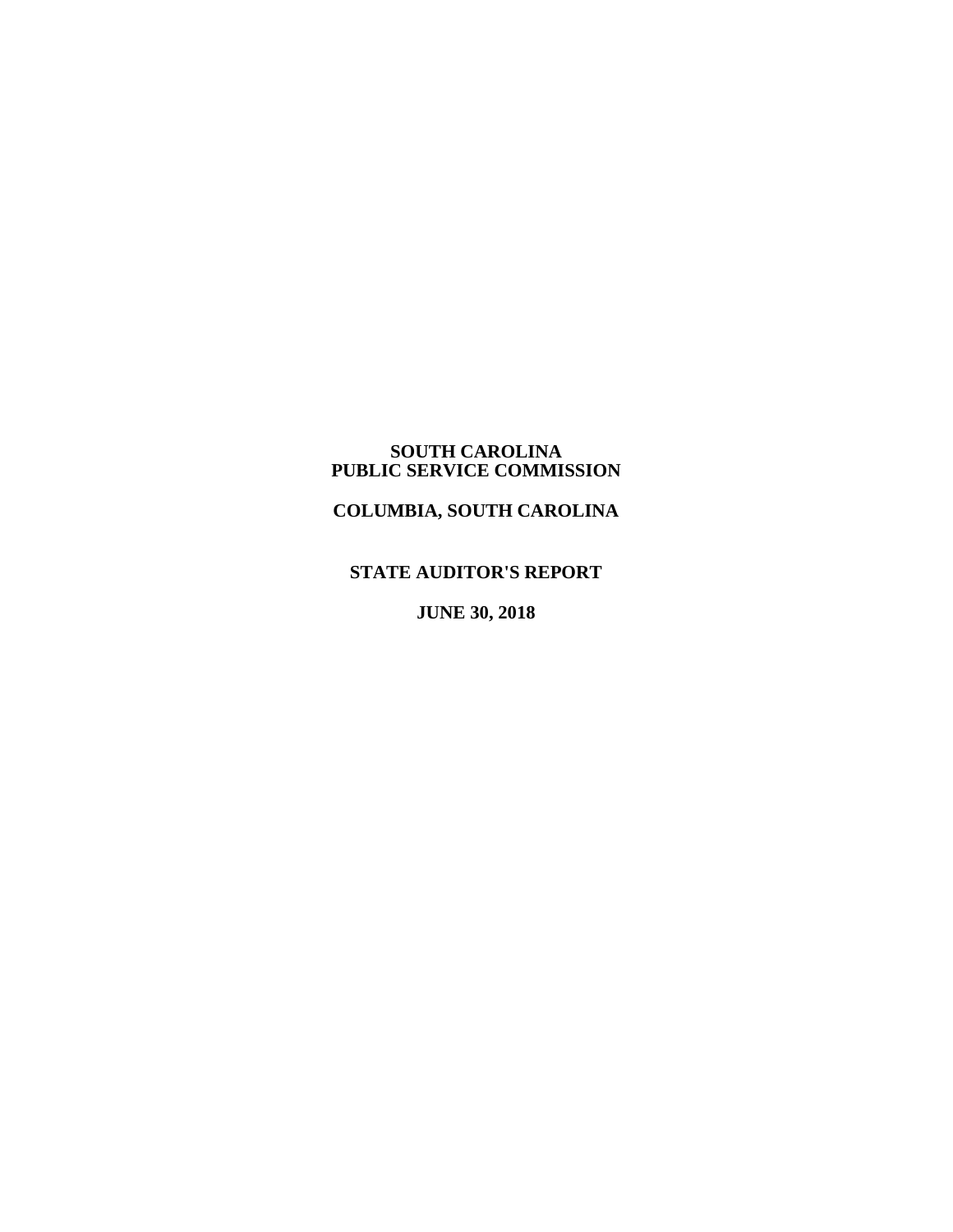# SOUTH CAROLINA
# PUBLIC SERVICE COMMISSION

## COLUMBIA, SOUTH CAROLINA

## STATE AUDITOR'S REPORT

## JUNE 30, 2018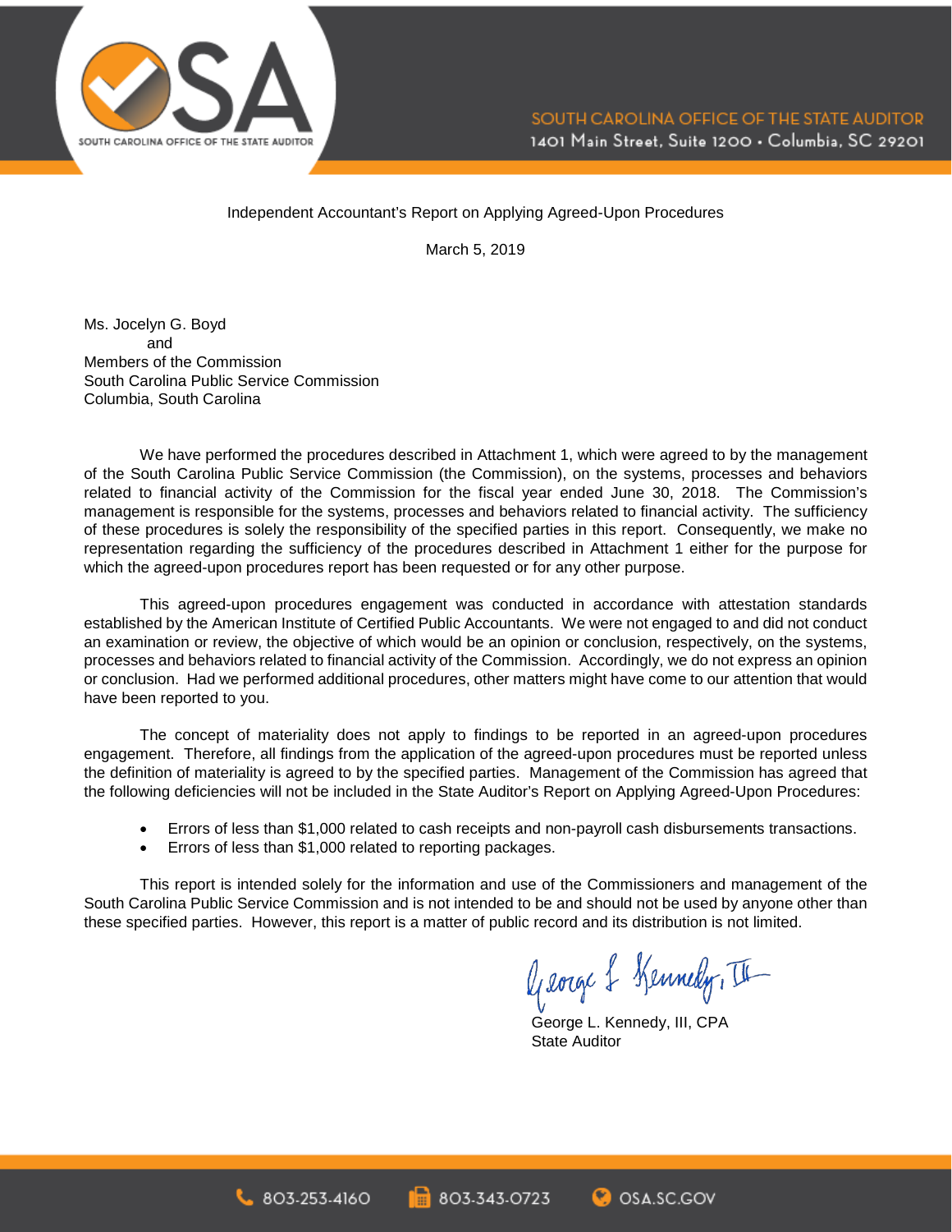Independent Accountant's Report on Applying Agreed-Upon Procedures

March 5, 2019

Ms. Jocelyn G. Boyd
and
Members of the Commission
South Carolina Public Service Commission
Columbia, South Carolina

We have performed the procedures described in Attachment 1, which were agreed to by the management of the South Carolina Public Service Commission (the Commission), on the systems, processes and behaviors related to financial activity of the Commission for the fiscal year ended June 30, 2018. The Commission's management is responsible for the systems, processes and behaviors related to financial activity. The sufficiency of these procedures is solely the responsibility of the specified parties in this report. Consequently, we make no representation regarding the sufficiency of the procedures described in Attachment 1 either for the purpose for which the agreed-upon procedures report has been requested or for any other purpose.

This agreed-upon procedures engagement was conducted in accordance with attestation standards established by the American Institute of Certified Public Accountants. We were not engaged to and did not conduct an examination or review, the objective of which would be an opinion or conclusion, respectively, on the systems, processes and behaviors related to financial activity of the Commission. Accordingly, we do not express an opinion or conclusion. Had we performed additional procedures, other matters might have come to our attention that would have been reported to you.

The concept of materiality does not apply to findings to be reported in an agreed-upon procedures engagement. Therefore, all findings from the application of the agreed-upon procedures must be reported unless the definition of materiality is agreed to by the specified parties. Management of the Commission has agreed that the following deficiencies will not be included in the State Auditor's Report on Applying Agreed-Upon Procedures:

- Errors of less than $1,000 related to cash receipts and non-payroll cash disbursements transactions.
- Errors of less than $1,000 related to reporting packages.

This report is intended solely for the information and use of the Commissioners and management of the South Carolina Public Service Commission and is not intended to be and should not be used by anyone other than these specified parties. However, this report is a matter of public record and its distribution is not limited.

George L. Kennedy, III, CPA
State Auditor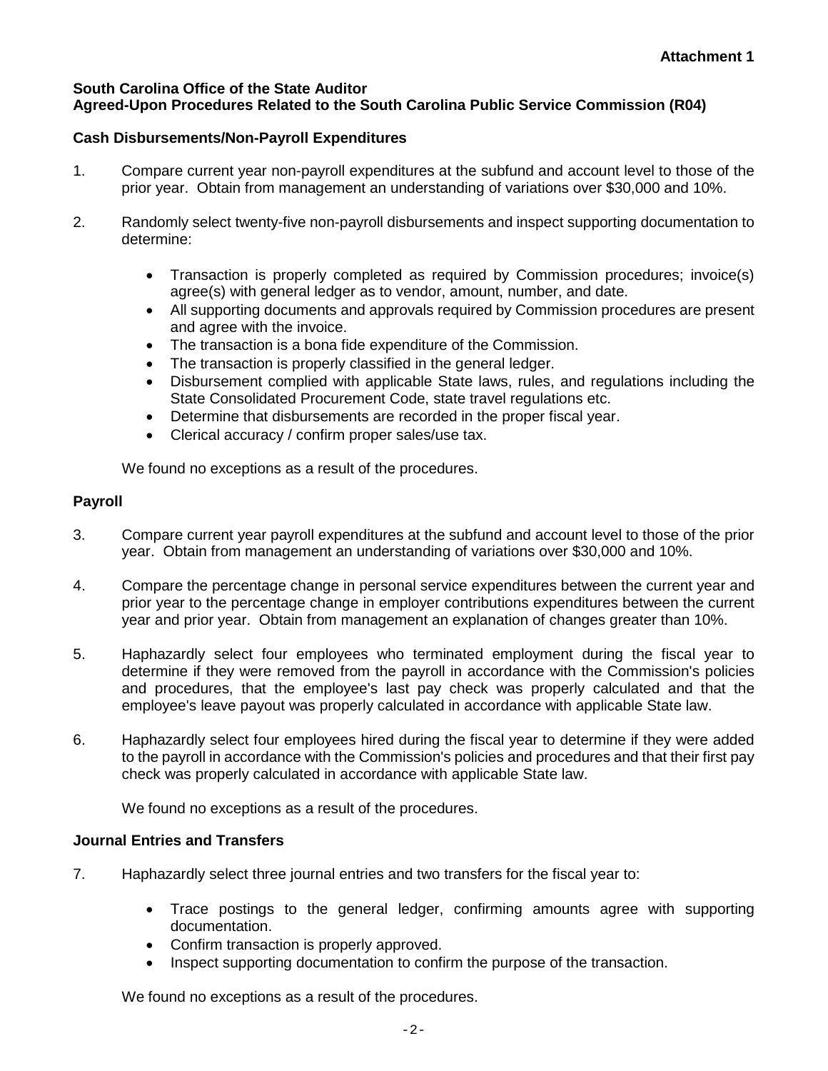**Attachment 1**

**South Carolina Office of the State Auditor**
**Agreed-Upon Procedures Related to the South Carolina Public Service Commission (R04)**

**Cash Disbursements/Non-Payroll Expenditures**

1. Compare current year non-payroll expenditures at the subfund and account level to those of the prior year. Obtain from management an understanding of variations over $30,000 and 10%.

2. Randomly select twenty-five non-payroll disbursements and inspect supporting documentation to determine:

   - Transaction is properly completed as required by Commission procedures; invoice(s) agree(s) with general ledger as to vendor, amount, number, and date.
   - All supporting documents and approvals required by Commission procedures are present and agree with the invoice.
   - The transaction is a bona fide expenditure of the Commission.
   - The transaction is properly classified in the general ledger.
   - Disbursement complied with applicable State laws, rules, and regulations including the State Consolidated Procurement Code, state travel regulations etc.
   - Determine that disbursements are recorded in the proper fiscal year.
   - Clerical accuracy / confirm proper sales/use tax.

   We found no exceptions as a result of the procedures.

**Payroll**

3. Compare current year payroll expenditures at the subfund and account level to those of the prior year. Obtain from management an understanding of variations over $30,000 and 10%.

4. Compare the percentage change in personal service expenditures between the current year and prior year to the percentage change in employer contributions expenditures between the current year and prior year. Obtain from management an explanation of changes greater than 10%.

5. Haphazardly select four employees who terminated employment during the fiscal year to determine if they were removed from the payroll in accordance with the Commission's policies and procedures, that the employee's last pay check was properly calculated and that the employee's leave payout was properly calculated in accordance with applicable State law.

6. Haphazardly select four employees hired during the fiscal year to determine if they were added to the payroll in accordance with the Commission's policies and procedures and that their first pay check was properly calculated in accordance with applicable State law.

   We found no exceptions as a result of the procedures.

**Journal Entries and Transfers**

7. Haphazardly select three journal entries and two transfers for the fiscal year to:

   - Trace postings to the general ledger, confirming amounts agree with supporting documentation.
   - Confirm transaction is properly approved.
   - Inspect supporting documentation to confirm the purpose of the transaction.

   We found no exceptions as a result of the procedures.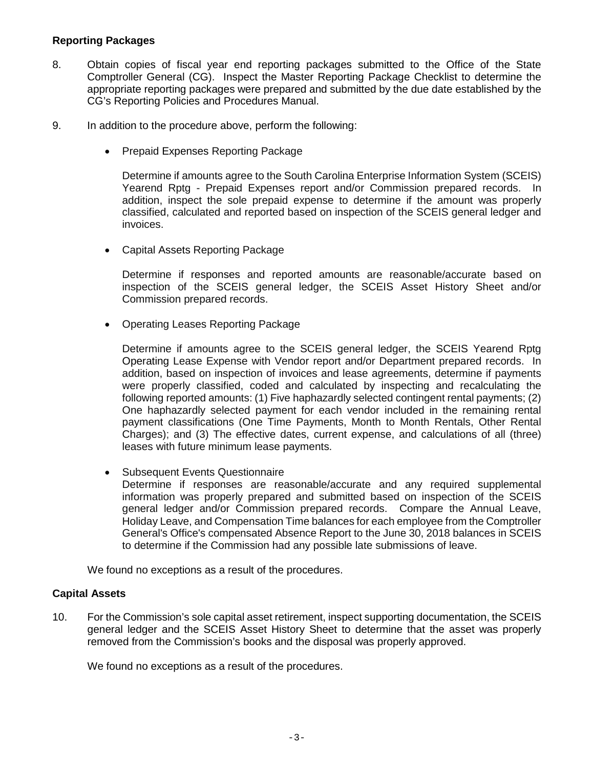**Reporting Packages**

8. Obtain copies of fiscal year end reporting packages submitted to the Office of the State Comptroller General (CG). Inspect the Master Reporting Package Checklist to determine the appropriate reporting packages were prepared and submitted by the due date established by the CG's Reporting Policies and Procedures Manual.

9. In addition to the procedure above, perform the following:

   - Prepaid Expenses Reporting Package

     Determine if amounts agree to the South Carolina Enterprise Information System (SCEIS) Yearend Rptg - Prepaid Expenses report and/or Commission prepared records. In addition, inspect the sole prepaid expense to determine if the amount was properly classified, calculated and reported based on inspection of the SCEIS general ledger and invoices.

   - Capital Assets Reporting Package

     Determine if responses and reported amounts are reasonable/accurate based on inspection of the SCEIS general ledger, the SCEIS Asset History Sheet and/or Commission prepared records.

   - Operating Leases Reporting Package

     Determine if amounts agree to the SCEIS general ledger, the SCEIS Yearend Rptg Operating Lease Expense with Vendor report and/or Department prepared records. In addition, based on inspection of invoices and lease agreements, determine if payments were properly classified, coded and calculated by inspecting and recalculating the following reported amounts: (1) Five haphazardly selected contingent rental payments; (2) One haphazardly selected payment for each vendor included in the remaining rental payment classifications (One Time Payments, Month to Month Rentals, Other Rental Charges); and (3) The effective dates, current expense, and calculations of all (three) leases with future minimum lease payments.

   - Subsequent Events Questionnaire

     Determine if responses are reasonable/accurate and any required supplemental information was properly prepared and submitted based on inspection of the SCEIS general ledger and/or Commission prepared records. Compare the Annual Leave, Holiday Leave, and Compensation Time balances for each employee from the Comptroller General's Office's compensated Absence Report to the June 30, 2018 balances in SCEIS to determine if the Commission had any possible late submissions of leave.

   We found no exceptions as a result of the procedures.

**Capital Assets**

10. For the Commission's sole capital asset retirement, inspect supporting documentation, the SCEIS general ledger and the SCEIS Asset History Sheet to determine that the asset was properly removed from the Commission's books and the disposal was properly approved.

    We found no exceptions as a result of the procedures.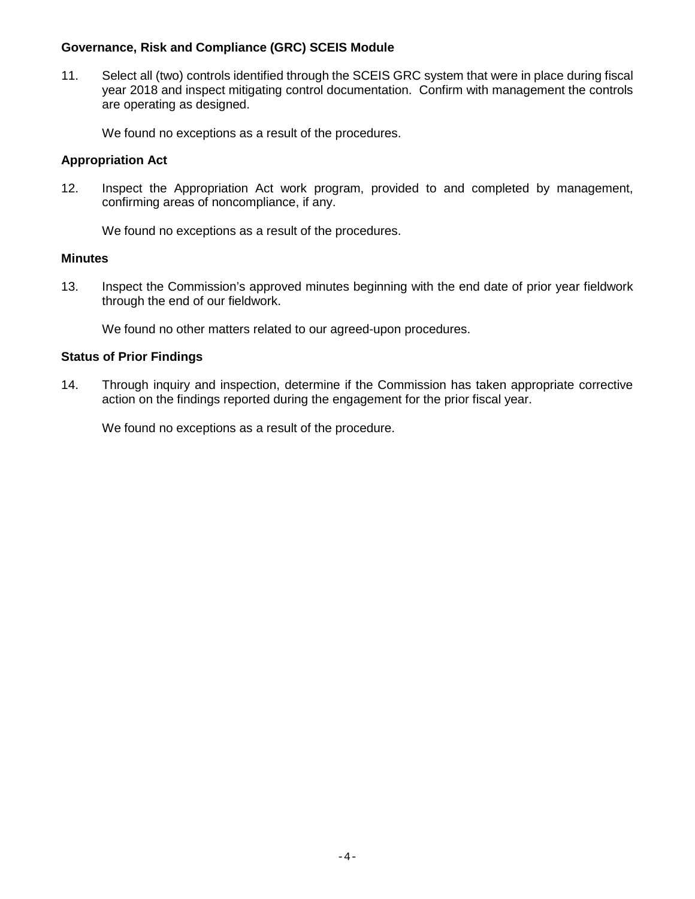**Governance, Risk and Compliance (GRC) SCEIS Module**

11. Select all (two) controls identified through the SCEIS GRC system that were in place during fiscal year 2018 and inspect mitigating control documentation. Confirm with management the controls are operating as designed.

    We found no exceptions as a result of the procedures.

**Appropriation Act**

12. Inspect the Appropriation Act work program, provided to and completed by management, confirming areas of noncompliance, if any.

    We found no exceptions as a result of the procedures.

**Minutes**

13. Inspect the Commission's approved minutes beginning with the end date of prior year fieldwork through the end of our fieldwork.

    We found no other matters related to our agreed-upon procedures.

**Status of Prior Findings**

14. Through inquiry and inspection, determine if the Commission has taken appropriate corrective action on the findings reported during the engagement for the prior fiscal year.

    We found no exceptions as a result of the procedure.